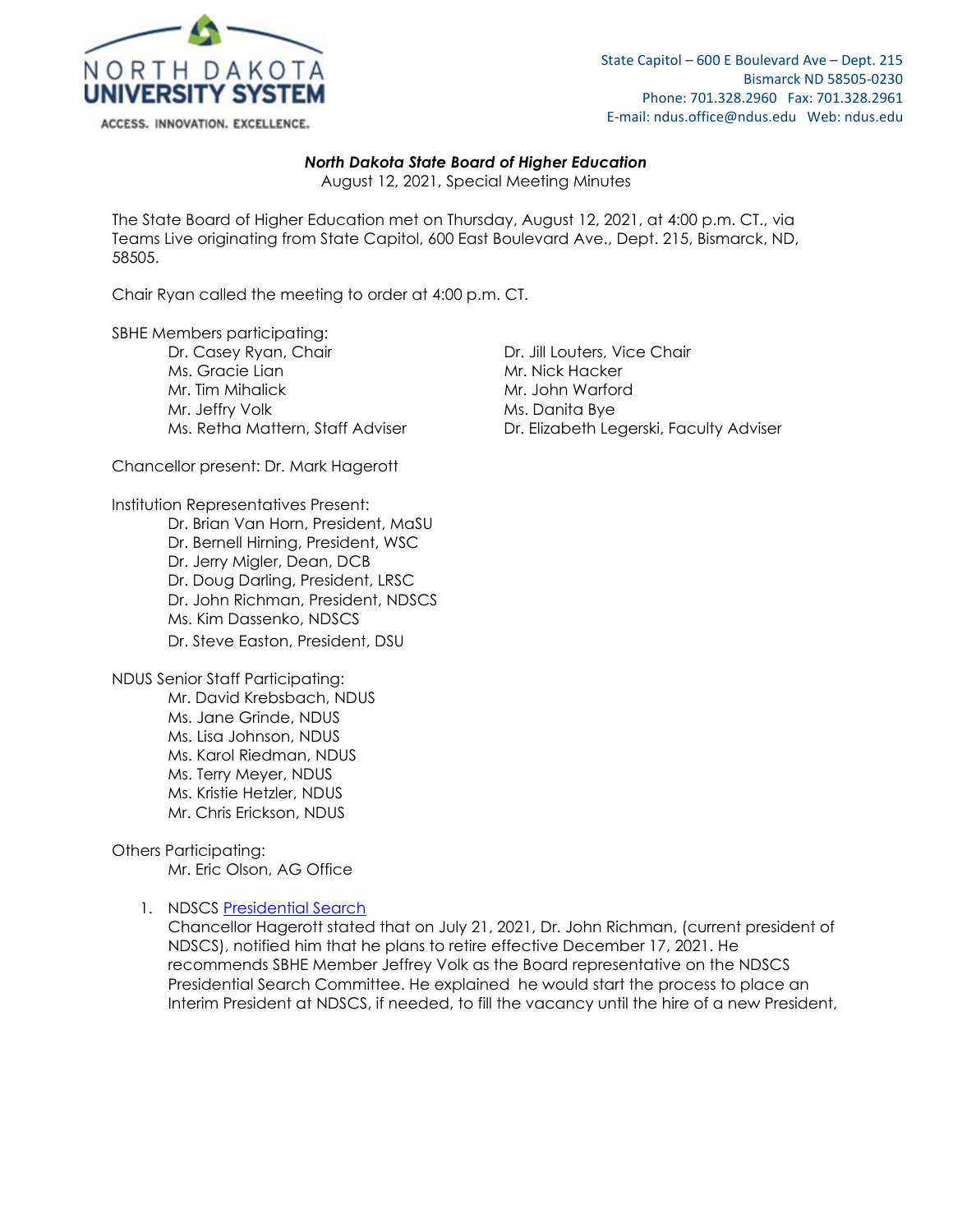NORTH DAKOTA UNIVERSITY SYSTEM

ACCESS. INNOVATION. EXCELLENCE.

State Capitol – 600 E Boulevard Ave – Dept. 215
Bismarck ND 58505-0230
Phone: 701.328.2960 Fax: 701.328.2961
E-mail: ndus.office@ndus.edu Web: ndus.edu

***North Dakota State Board of Higher Education***
August 12, 2021, Special Meeting Minutes

The State Board of Higher Education met on Thursday, August 12, 2021, at 4:00 p.m. CT., via Teams Live originating from State Capitol, 600 East Boulevard Ave., Dept. 215, Bismarck, ND, 58505.

Chair Ryan called the meeting to order at 4:00 p.m. CT.

SBHE Members participating:

- Dr. Casey Ryan, Chair
- Dr. Jill Louters, Vice Chair
- Ms. Gracie Lian
- Mr. Nick Hacker
- Mr. Tim Mihalick
- Mr. John Warford
- Mr. Jeffry Volk
- Ms. Danita Bye
- Ms. Retha Mattern, Staff Adviser
- Dr. Elizabeth Legerski, Faculty Adviser

Chancellor present: Dr. Mark Hagerott

Institution Representatives Present:

- Dr. Brian Van Horn, President, MaSU
- Dr. Bernell Hirning, President, WSC
- Dr. Jerry Migler, Dean, DCB
- Dr. Doug Darling, President, LRSC
- Dr. John Richman, President, NDSCS
- Ms. Kim Dassenko, NDSCS
- Dr. Steve Easton, President, DSU

NDUS Senior Staff Participating:

- Mr. David Krebsbach, NDUS
- Ms. Jane Grinde, NDUS
- Ms. Lisa Johnson, NDUS
- Ms. Karol Riedman, NDUS
- Ms. Terry Meyer, NDUS
- Ms. Kristie Hetzler, NDUS
- Mr. Chris Erickson, NDUS

Others Participating:

- Mr. Eric Olson, AG Office

1. NDSCS Presidential Search
   Chancellor Hagerott stated that on July 21, 2021, Dr. John Richman, (current president of NDSCS), notified him that he plans to retire effective December 17, 2021. He recommends SBHE Member Jeffrey Volk as the Board representative on the NDSCS Presidential Search Committee. He explained he would start the process to place an Interim President at NDSCS, if needed, to fill the vacancy until the hire of a new President,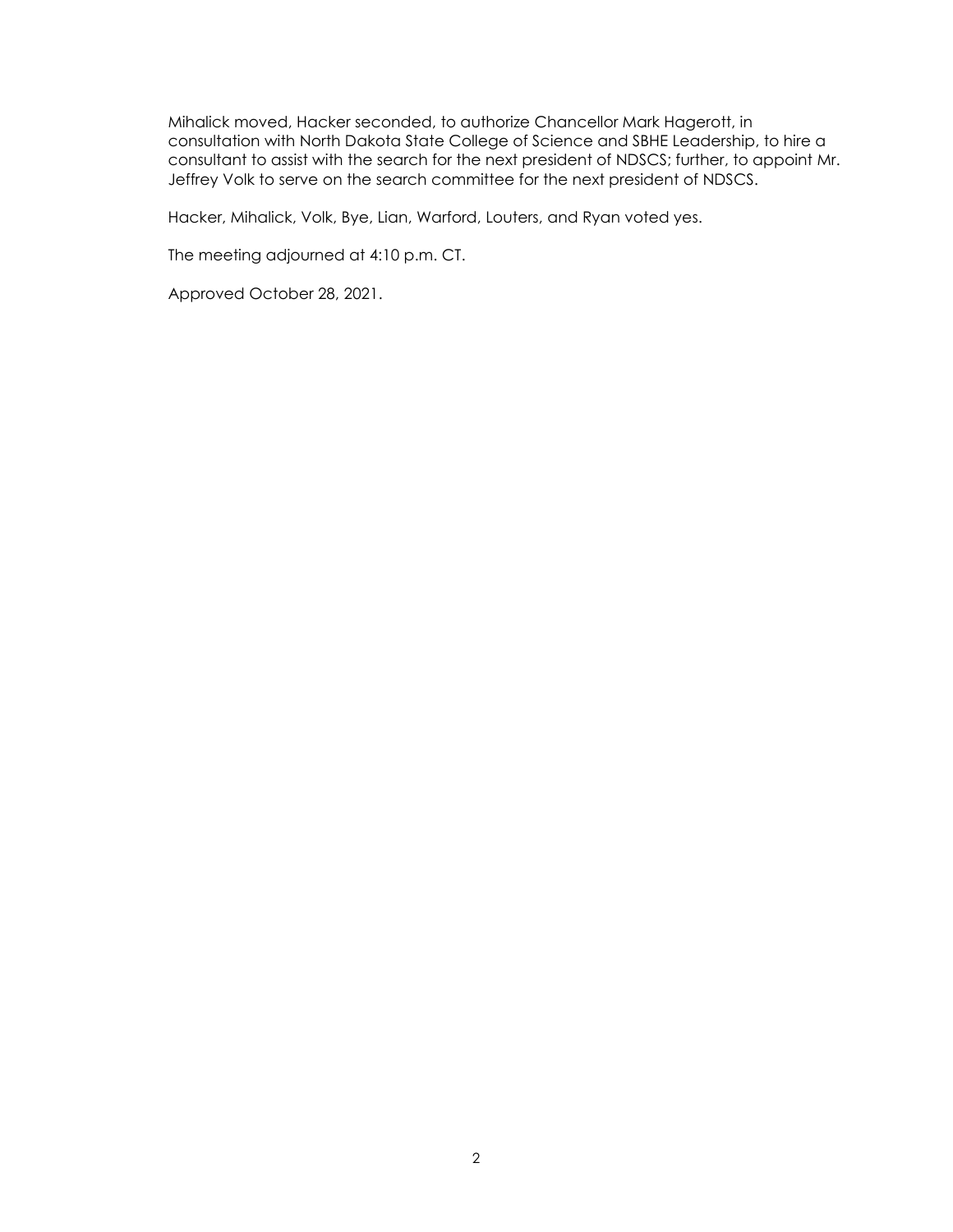Mihalick moved, Hacker seconded, to authorize Chancellor Mark Hagerott, in consultation with North Dakota State College of Science and SBHE Leadership, to hire a consultant to assist with the search for the next president of NDSCS; further, to appoint Mr. Jeffrey Volk to serve on the search committee for the next president of NDSCS.

Hacker, Mihalick, Volk, Bye, Lian, Warford, Louters, and Ryan voted yes.

The meeting adjourned at 4:10 p.m. CT.

Approved October 28, 2021.